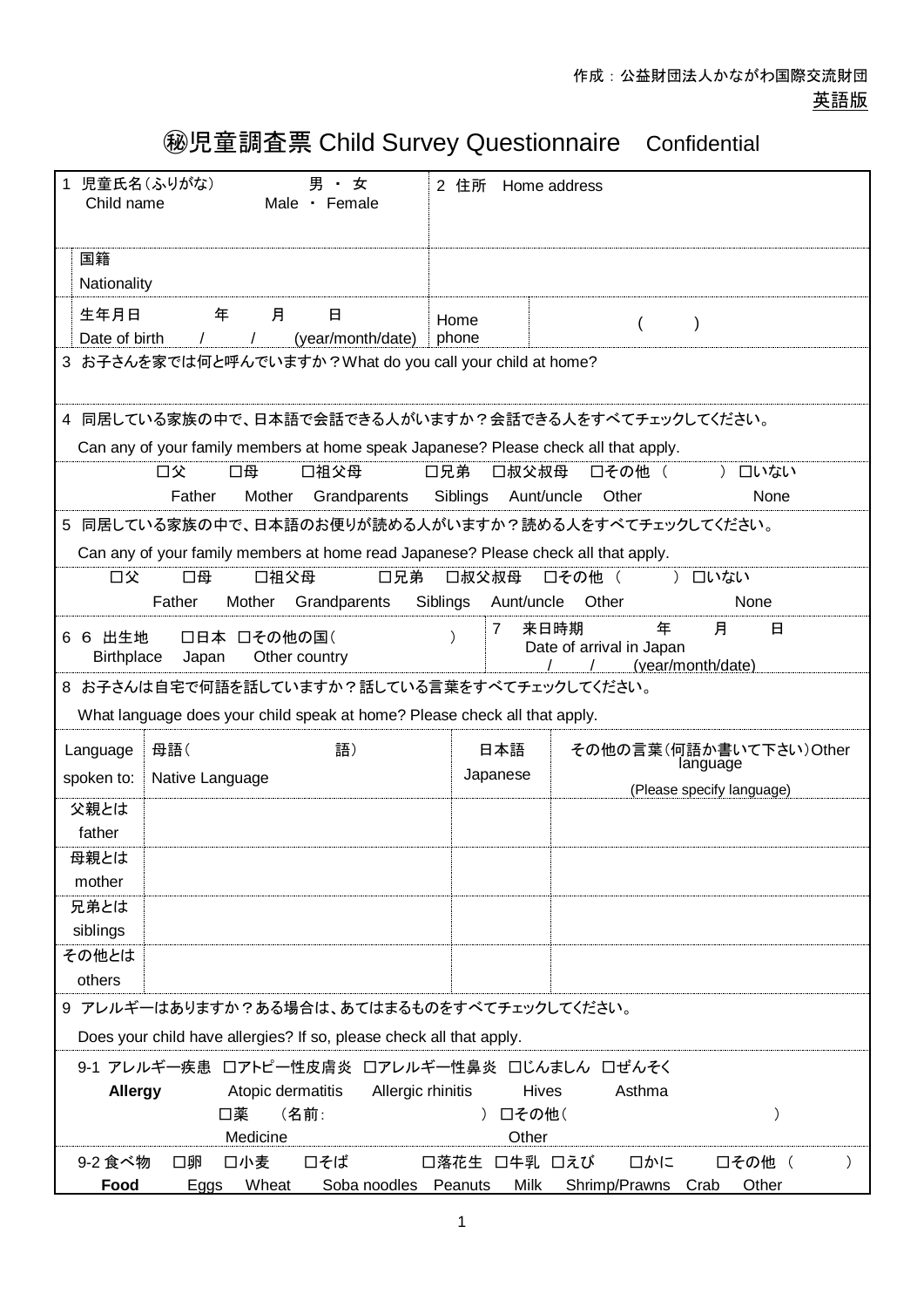作成：公益財団法人かながわ国際交流財団
英語版

# ㊙児童調査票 Child Survey Questionnaire　Confidential

1 児童氏名(ふりがな)　　　男 ・ 女
Child name　　　Male ・ Female

2 住所　Home address

国籍
Nationality

生年月日　　年　　月　　日
Date of birth　　/　　/　　(year/month/date)

Home phone　　(　　)

3 お子さんを家では何と呼んでいますか？What do you call your child at home?

4 同居している家族の中で、日本語で会話できる人がいますか？会話できる人をすべてチェックしてください。
Can any of your family members at home speak Japanese? Please check all that apply.

□父 Father　□母 Mother　□祖父母 Grandparents　□兄弟 Siblings　□叔父叔母 Aunt/uncle　□その他 Other (　　)　□いない None

5 同居している家族の中で、日本語のお便りが読める人がいますか？読める人をすべてチェックしてください。
Can any of your family members at home read Japanese? Please check all that apply.

□父 Father　□母 Mother　□祖父母 Grandparents　□兄弟 Siblings　□叔父叔母 Aunt/uncle　□その他 Other (　　)　□いない None

6 6 出生地　□日本　□その他の国(　　　)
Birthplace　Japan　Other country

7 来日時期　　年　　月　　日
Date of arrival in Japan　　/　　/　　(year/month/date)

8 お子さんは自宅で何語を話していますか？話している言葉をすべてチェックしてください。
What language does your child speak at home? Please check all that apply.

| Language spoken to: | 母語(　　　語) Native Language | 日本語 Japanese | その他の言葉(何語か書いて下さい)Other language (Please specify language) |
|---|---|---|---|
| 父親とは father | | | |
| 母親とは mother | | | |
| 兄弟とは siblings | | | |
| その他とは others | | | |

9 アレルギーはありますか？ある場合は、あてはまるものをすべてチェックしてください。
Does your child have allergies? If so, please check all that apply.

9-1 アレルギー疾患 **Allergy**　□アトピー性皮膚炎 Atopic dermatitis　□アレルギー性鼻炎 Allergic rhinitis　□じんましん Hives　□ぜんそく Asthma
□薬 Medicine　(名前:　　　　)　□その他 Other (　　　　)

9-2 食べ物 **Food**　□卵 Eggs　□小麦 Wheat　□そば Soba noodles　□落花生 Peanuts　□牛乳 Milk　□えび Shrimp/Prawns　□かに Crab　□その他 Other (　　)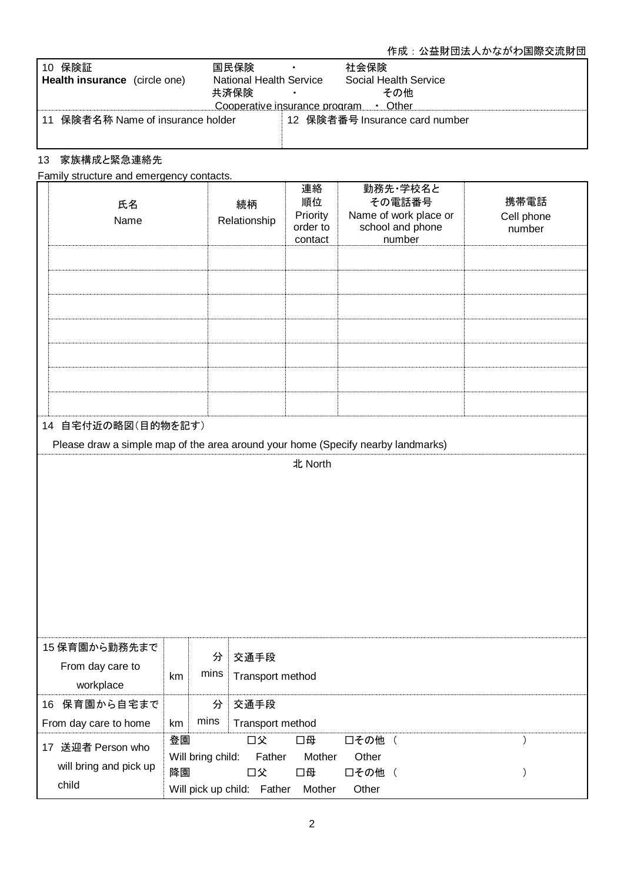作成：公益財団法人かながわ国際交流財団

| | | |
|---|---|---|
| 10 保険証<br>**Health insurance** (circle one) | 国民保険 ・ 社会保険<br>National Health Service Social Health Service<br>共済保険 ・ その他<br>Cooperative insurance program ・ Other | |
| 11 保険者名称 Name of insurance holder | 12 保険者番号 Insurance card number | |

13 家族構成と緊急連絡先

Family structure and emergency contacts.

| 氏名<br>Name | 続柄<br>Relationship | 連絡順位<br>Priority order to contact | 勤務先・学校名とその電話番号<br>Name of work place or school and phone number | 携帯電話<br>Cell phone number |
|---|---|---|---|---|
| | | | | |
| | | | | |
| | | | | |
| | | | | |
| | | | | |
| | | | | |
| | | | | |

14 自宅付近の略図（目的物を記す）

Please draw a simple map of the area around your home (Specify nearby landmarks)

北 North

| | | | |
|---|---|---|---|
| 15 保育園から勤務先まで<br>From day care to workplace | km | 分<br>mins | 交通手段<br>Transport method |
| 16 保育園から自宅まで<br>From day care to home | km | 分<br>mins | 交通手段<br>Transport method |
| 17 送迎者 Person who will bring and pick up child | 登園 □父 □母 □その他（ ）<br>Will bring child: Father Mother Other<br>降園 □父 □母 □その他（ ）<br>Will pick up child: Father Mother Other | | |